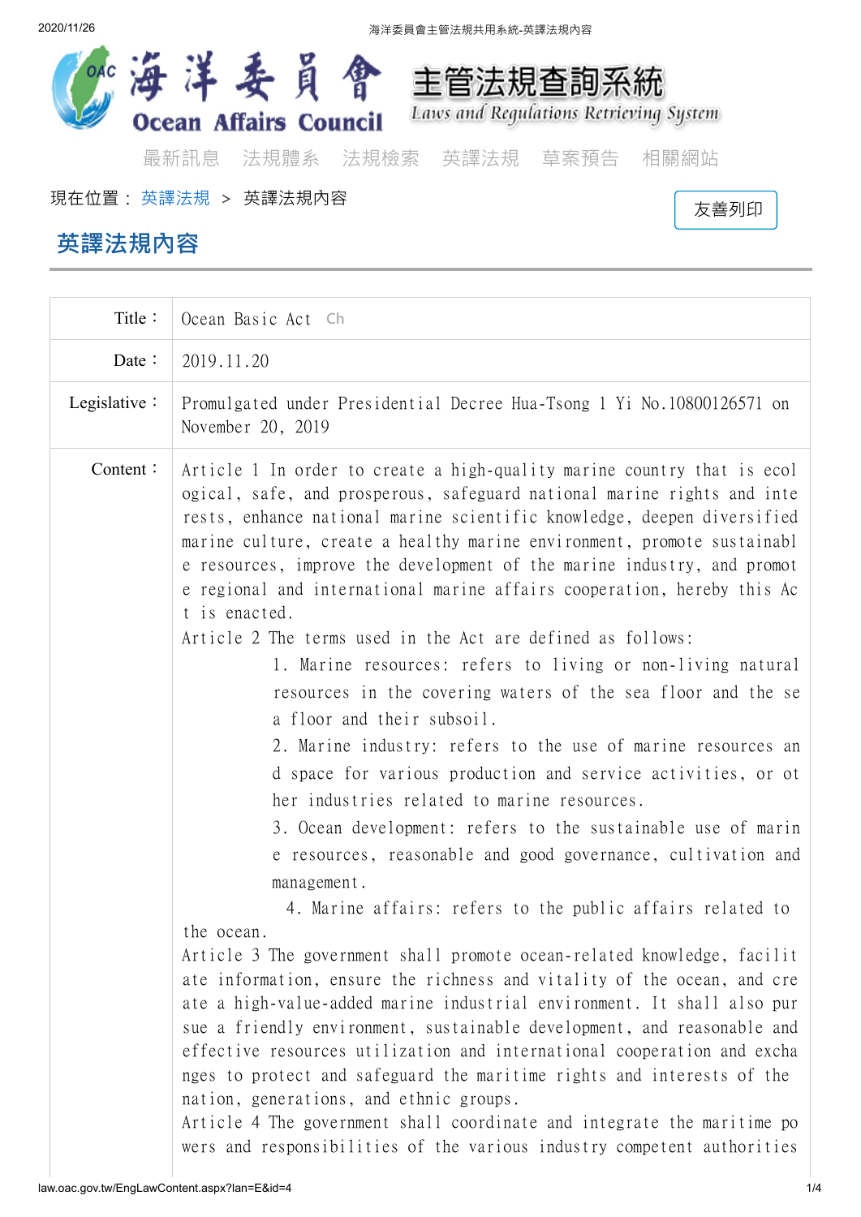# 海洋委員會 Ocean Affairs Council 主管法規查詢系統 Laws and Regulations Retrieving System

最新訊息　法規體系　法規檢索　英譯法規　草案預告　相關網站

現在位置： 英譯法規 > 英譯法規內容

友善列印

## 英譯法規內容

| | |
|---|---|
| Title： | Ocean Basic Act Ch |
| Date： | 2019.11.20 |
| Legislative： | Promulgated under Presidential Decree Hua-Tsong 1 Yi No.10800126571 on November 20, 2019 |
| Content： | Article 1 In order to create a high-quality marine country that is ecological, safe, and prosperous, safeguard national marine rights and interests, enhance national marine scientific knowledge, deepen diversified marine culture, create a healthy marine environment, promote sustainable resources, improve the development of the marine industry, and promote regional and international marine affairs cooperation, hereby this Act is enacted.<br>Article 2 The terms used in the Act are defined as follows:<br>1. Marine resources: refers to living or non-living natural resources in the covering waters of the sea floor and the sea floor and their subsoil.<br>2. Marine industry: refers to the use of marine resources and space for various production and service activities, or other industries related to marine resources.<br>3. Ocean development: refers to the sustainable use of marine resources, reasonable and good governance, cultivation and management.<br>4. Marine affairs: refers to the public affairs related to the ocean.<br>Article 3 The government shall promote ocean-related knowledge, facilitate information, ensure the richness and vitality of the ocean, and create a high-value-added marine industrial environment. It shall also pursue a friendly environment, sustainable development, and reasonable and effective resources utilization and international cooperation and exchanges to protect and safeguard the maritime rights and interests of the nation, generations, and ethnic groups.<br>Article 4 The government shall coordinate and integrate the maritime powers and responsibilities of the various industry competent authorities |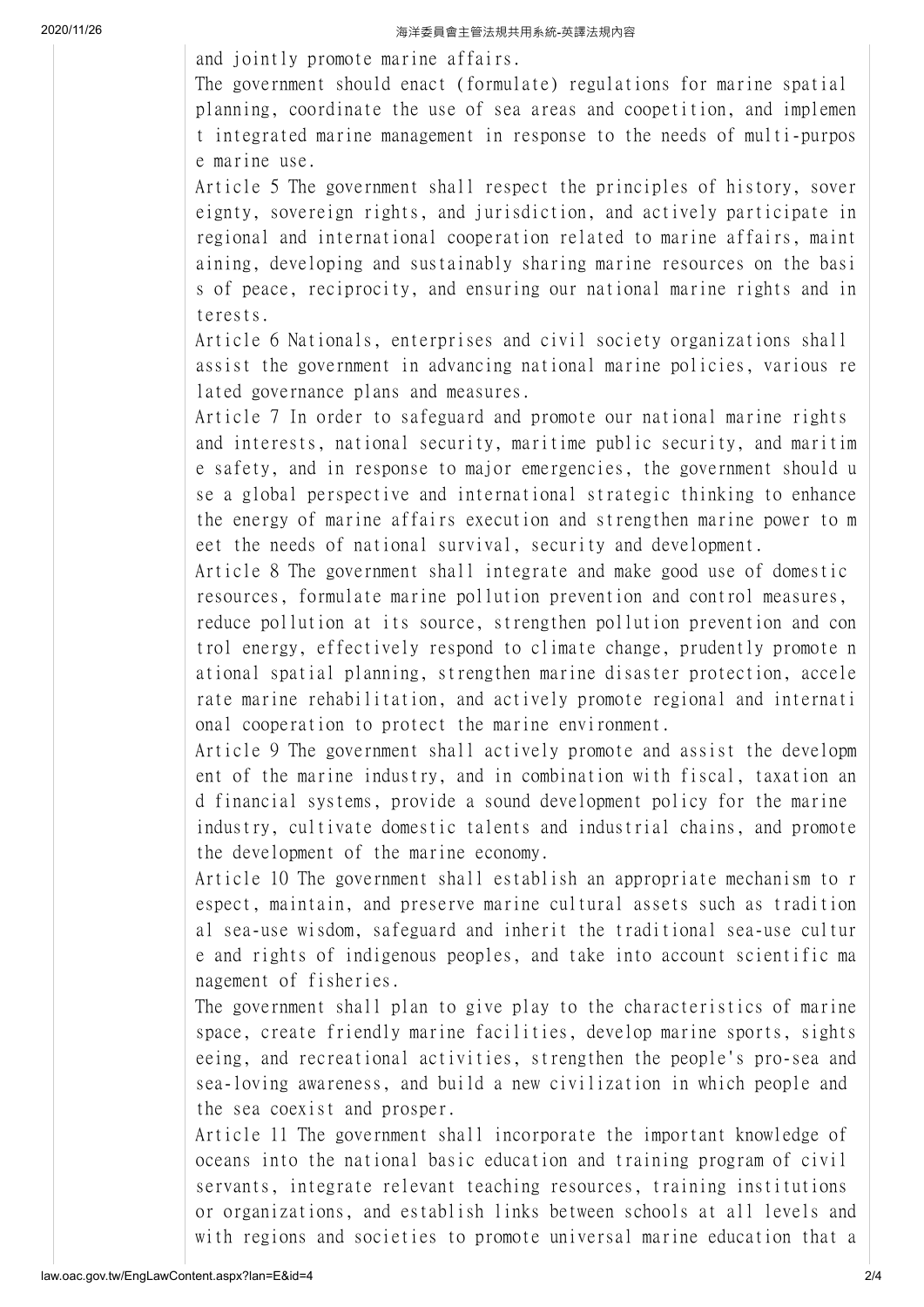and jointly promote marine affairs.

The government should enact (formulate) regulations for marine spatial planning, coordinate the use of sea areas and coopetition, and implement integrated marine management in response to the needs of multi-purpose marine use.

Article 5 The government shall respect the principles of history, sovereignty, sovereign rights, and jurisdiction, and actively participate in regional and international cooperation related to marine affairs, maintaining, developing and sustainably sharing marine resources on the basis of peace, reciprocity, and ensuring our national marine rights and interests.

Article 6 Nationals, enterprises and civil society organizations shall assist the government in advancing national marine policies, various related governance plans and measures.

Article 7 In order to safeguard and promote our national marine rights and interests, national security, maritime public security, and maritime safety, and in response to major emergencies, the government should use a global perspective and international strategic thinking to enhance the energy of marine affairs execution and strengthen marine power to meet the needs of national survival, security and development.

Article 8 The government shall integrate and make good use of domestic resources, formulate marine pollution prevention and control measures, reduce pollution at its source, strengthen pollution prevention and control energy, effectively respond to climate change, prudently promote national spatial planning, strengthen marine disaster protection, accelerate marine rehabilitation, and actively promote regional and international cooperation to protect the marine environment.

Article 9 The government shall actively promote and assist the development of the marine industry, and in combination with fiscal, taxation and financial systems, provide a sound development policy for the marine industry, cultivate domestic talents and industrial chains, and promote the development of the marine economy.

Article 10 The government shall establish an appropriate mechanism to respect, maintain, and preserve marine cultural assets such as traditional sea-use wisdom, safeguard and inherit the traditional sea-use culture and rights of indigenous peoples, and take into account scientific management of fisheries.

The government shall plan to give play to the characteristics of marine space, create friendly marine facilities, develop marine sports, sightseeing, and recreational activities, strengthen the people's pro-sea and sea-loving awareness, and build a new civilization in which people and the sea coexist and prosper.

Article 11 The government shall incorporate the important knowledge of oceans into the national basic education and training program of civil servants, integrate relevant teaching resources, training institutions or organizations, and establish links between schools at all levels and with regions and societies to promote universal marine education that a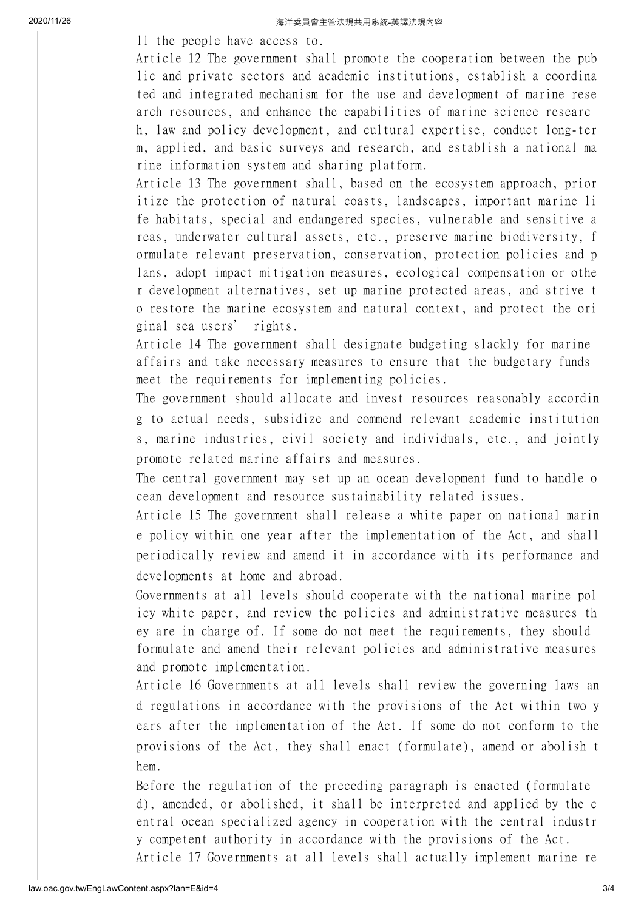ll the people have access to.

Article 12 The government shall promote the cooperation between the public and private sectors and academic institutions, establish a coordinated and integrated mechanism for the use and development of marine research resources, and enhance the capabilities of marine science research, law and policy development, and cultural expertise, conduct long-term, applied, and basic surveys and research, and establish a national marine information system and sharing platform.

Article 13 The government shall, based on the ecosystem approach, prioritize the protection of natural coasts, landscapes, important marine life habitats, special and endangered species, vulnerable and sensitive areas, underwater cultural assets, etc., preserve marine biodiversity, formulate relevant preservation, conservation, protection policies and plans, adopt impact mitigation measures, ecological compensation or other development alternatives, set up marine protected areas, and strive to restore the marine ecosystem and natural context, and protect the original sea users' rights.

Article 14 The government shall designate budgeting slackly for marine affairs and take necessary measures to ensure that the budgetary funds meet the requirements for implementing policies.

The government should allocate and invest resources reasonably according to actual needs, subsidize and commend relevant academic institutions, marine industries, civil society and individuals, etc., and jointly promote related marine affairs and measures.

The central government may set up an ocean development fund to handle ocean development and resource sustainability related issues.

Article 15 The government shall release a white paper on national marine policy within one year after the implementation of the Act, and shall periodically review and amend it in accordance with its performance and developments at home and abroad.

Governments at all levels should cooperate with the national marine policy white paper, and review the policies and administrative measures they are in charge of. If some do not meet the requirements, they should formulate and amend their relevant policies and administrative measures and promote implementation.

Article 16 Governments at all levels shall review the governing laws and regulations in accordance with the provisions of the Act within two years after the implementation of the Act. If some do not conform to the provisions of the Act, they shall enact (formulate), amend or abolish them.

Before the regulation of the preceding paragraph is enacted (formulated), amended, or abolished, it shall be interpreted and applied by the central ocean specialized agency in cooperation with the central industry competent authority in accordance with the provisions of the Act.

Article 17 Governments at all levels shall actually implement marine re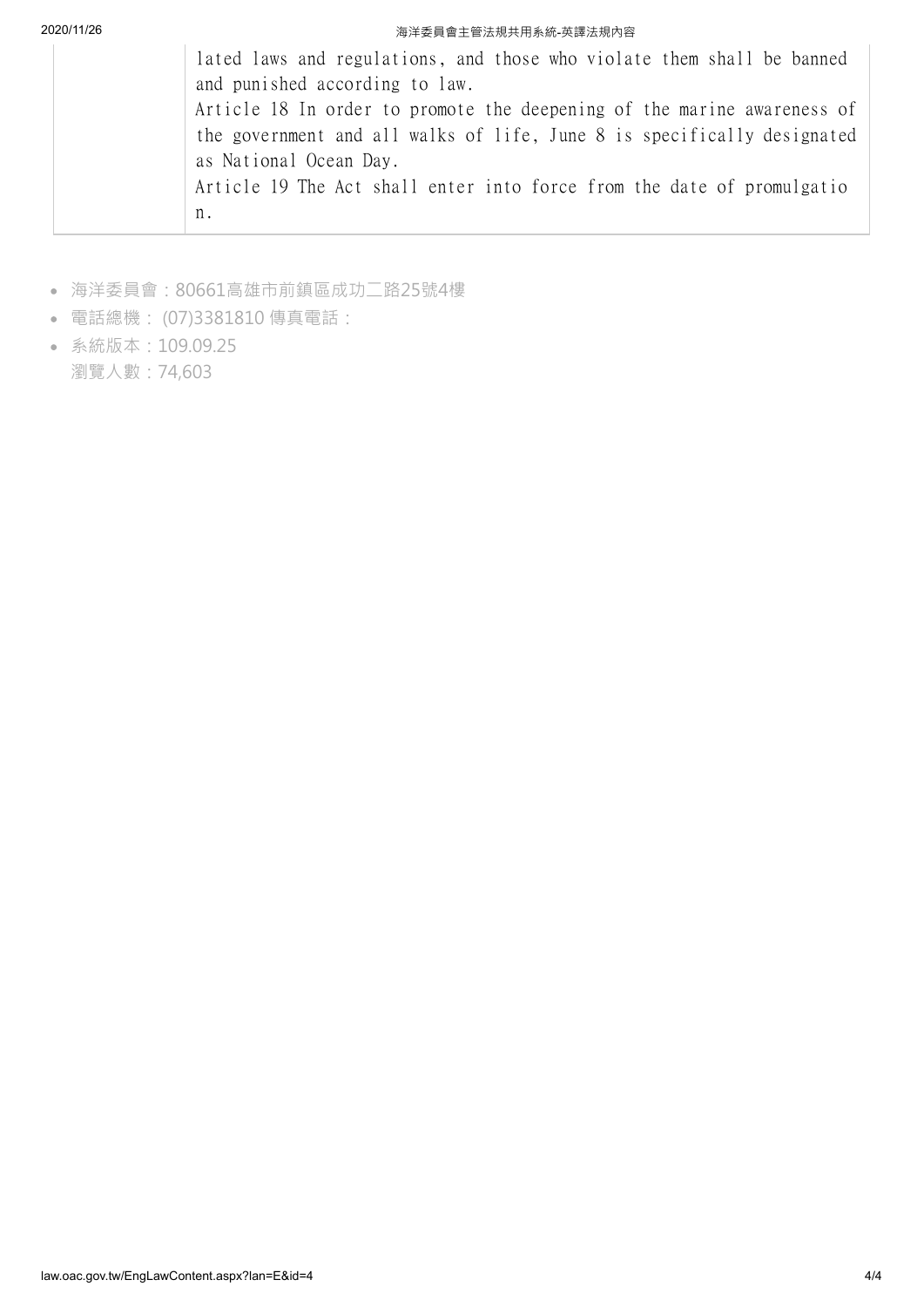| | |
|---|---|
| | lated laws and regulations, and those who violate them shall be banned and punished according to law.<br>Article 18 In order to promote the deepening of the marine awareness of the government and all walks of life, June 8 is specifically designated as National Ocean Day.<br>Article 19 The Act shall enter into force from the date of promulgation. |

- 海洋委員會：80661高雄市前鎮區成功二路25號4樓
- 電話總機： (07)3381810 傳真電話：
- 系統版本：109.09.25
  瀏覽人數：74,603